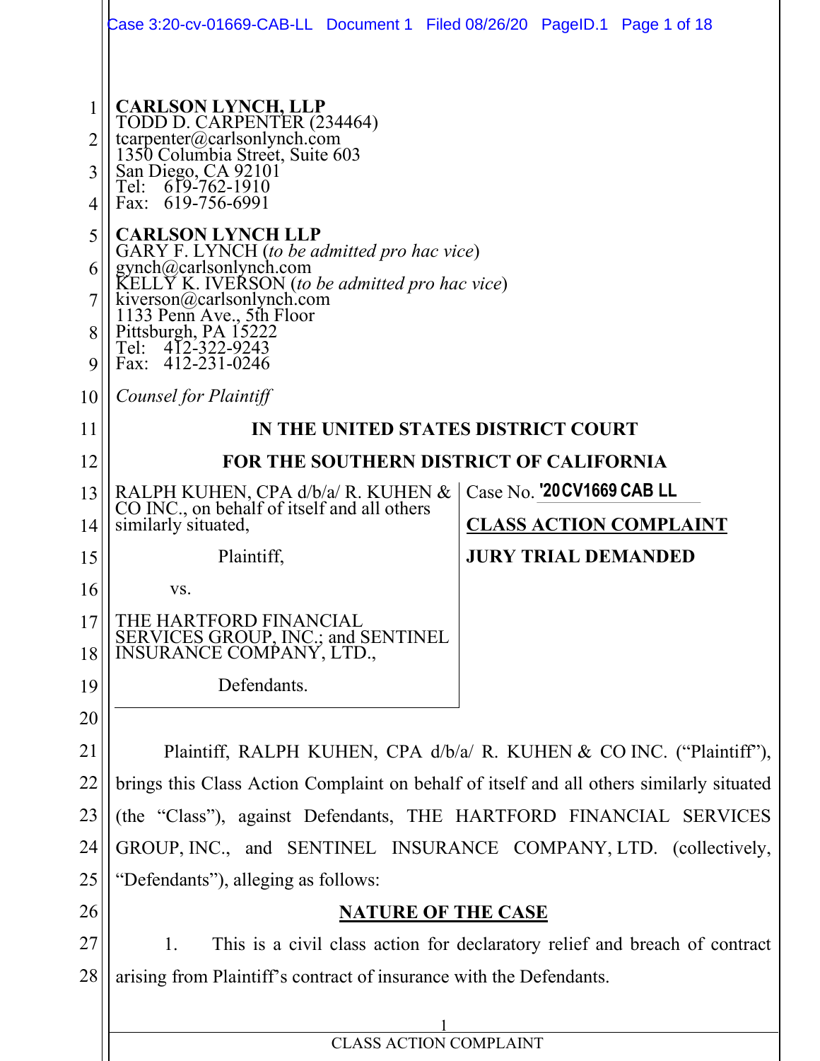**CARLSON LYNCH, LLP**
TODD D. CARPENTER (234464)
tcarpenter@carlsonlynch.com
1350 Columbia Street, Suite 603
San Diego, CA 92101
Tel: 619-762-1910
Fax: 619-756-6991

**CARLSON LYNCH LLP**
GARY F. LYNCH (*to be admitted pro hac vice*)
gynch@carlsonlynch.com
KELLY K. IVERSON (*to be admitted pro hac vice*)
kiverson@carlsonlynch.com
1133 Penn Ave., 5th Floor
Pittsburgh, PA 15222
Tel: 412-322-9243
Fax: 412-231-0246

*Counsel for Plaintiff*

**IN THE UNITED STATES DISTRICT COURT**

**FOR THE SOUTHERN DISTRICT OF CALIFORNIA**

RALPH KUHEN, CPA d/b/a/ R. KUHEN & CO INC., on behalf of itself and all others similarly situated,

Plaintiff,

vs.

THE HARTFORD FINANCIAL SERVICES GROUP, INC.; and SENTINEL INSURANCE COMPANY, LTD.,

Defendants.

Case No. **'20CV1669 CAB LL**

**CLASS ACTION COMPLAINT**

**JURY TRIAL DEMANDED**

Plaintiff, RALPH KUHEN, CPA d/b/a/ R. KUHEN & CO INC. ("Plaintiff"), brings this Class Action Complaint on behalf of itself and all others similarly situated (the "Class"), against Defendants, THE HARTFORD FINANCIAL SERVICES GROUP, INC., and SENTINEL INSURANCE COMPANY, LTD. (collectively, "Defendants"), alleging as follows:

## NATURE OF THE CASE

1. This is a civil class action for declaratory relief and breach of contract arising from Plaintiff's contract of insurance with the Defendants.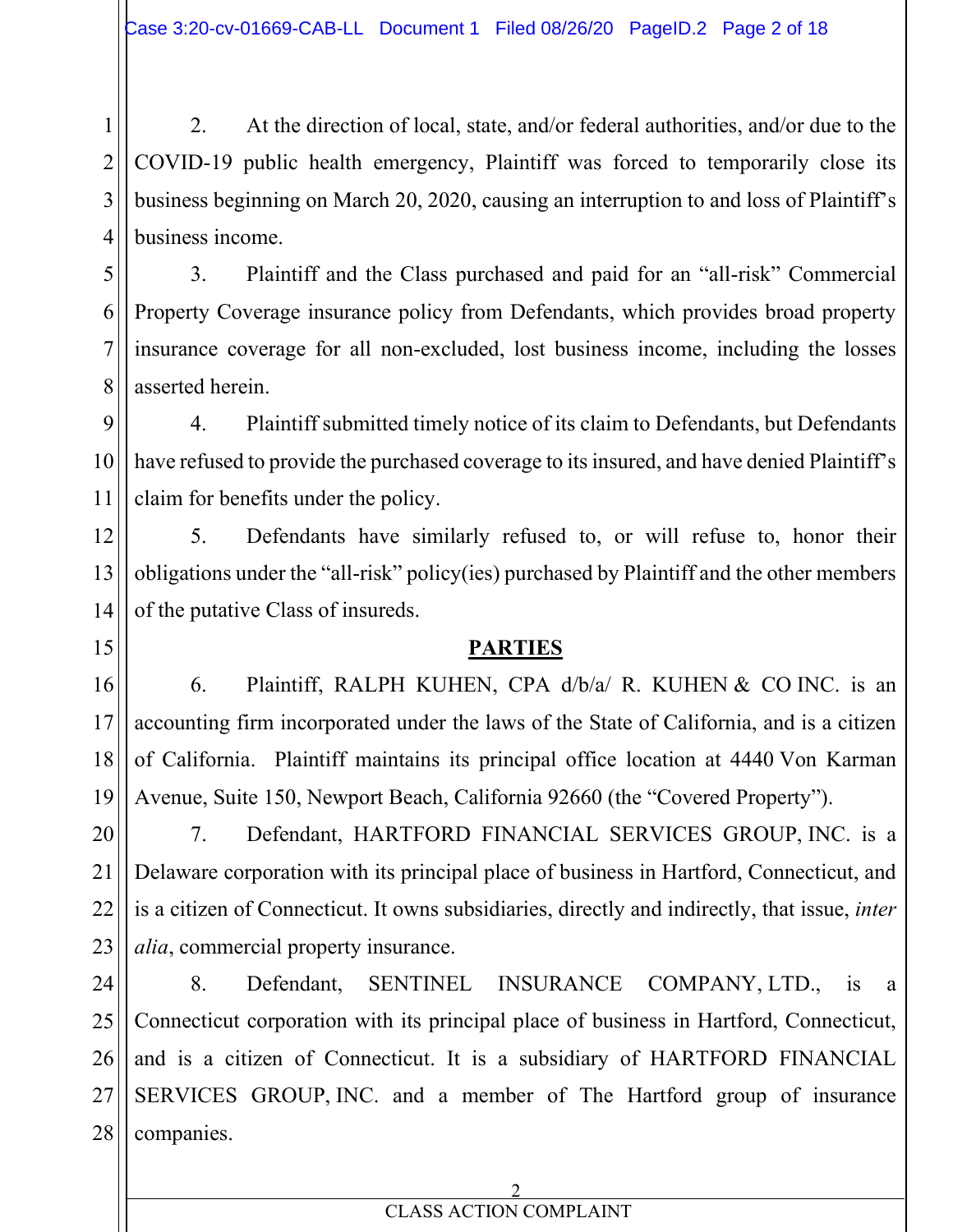2. At the direction of local, state, and/or federal authorities, and/or due to the COVID-19 public health emergency, Plaintiff was forced to temporarily close its business beginning on March 20, 2020, causing an interruption to and loss of Plaintiff's business income.

3. Plaintiff and the Class purchased and paid for an "all-risk" Commercial Property Coverage insurance policy from Defendants, which provides broad property insurance coverage for all non-excluded, lost business income, including the losses asserted herein.

4. Plaintiff submitted timely notice of its claim to Defendants, but Defendants have refused to provide the purchased coverage to its insured, and have denied Plaintiff's claim for benefits under the policy.

5. Defendants have similarly refused to, or will refuse to, honor their obligations under the "all-risk" policy(ies) purchased by Plaintiff and the other members of the putative Class of insureds.

## PARTIES

6. Plaintiff, RALPH KUHEN, CPA d/b/a/ R. KUHEN & CO INC. is an accounting firm incorporated under the laws of the State of California, and is a citizen of California. Plaintiff maintains its principal office location at 4440 Von Karman Avenue, Suite 150, Newport Beach, California 92660 (the "Covered Property").

7. Defendant, HARTFORD FINANCIAL SERVICES GROUP, INC. is a Delaware corporation with its principal place of business in Hartford, Connecticut, and is a citizen of Connecticut. It owns subsidiaries, directly and indirectly, that issue, *inter alia*, commercial property insurance.

8. Defendant, SENTINEL INSURANCE COMPANY, LTD., is a Connecticut corporation with its principal place of business in Hartford, Connecticut, and is a citizen of Connecticut. It is a subsidiary of HARTFORD FINANCIAL SERVICES GROUP, INC. and a member of The Hartford group of insurance companies.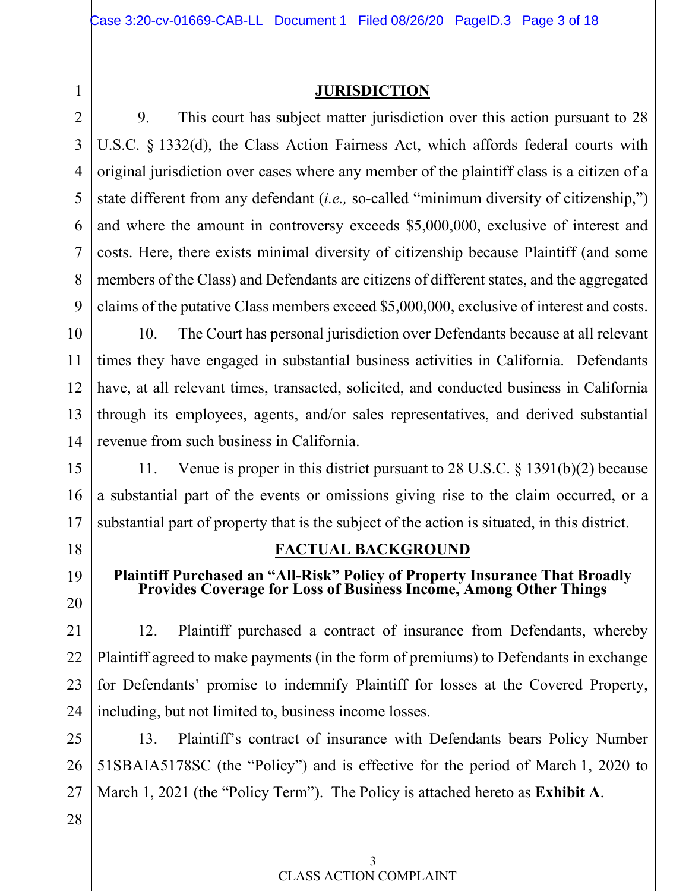## JURISDICTION

9. This court has subject matter jurisdiction over this action pursuant to 28 U.S.C. § 1332(d), the Class Action Fairness Act, which affords federal courts with original jurisdiction over cases where any member of the plaintiff class is a citizen of a state different from any defendant (*i.e.,* so-called "minimum diversity of citizenship,") and where the amount in controversy exceeds $5,000,000, exclusive of interest and costs. Here, there exists minimal diversity of citizenship because Plaintiff (and some members of the Class) and Defendants are citizens of different states, and the aggregated claims of the putative Class members exceed $5,000,000, exclusive of interest and costs.

10. The Court has personal jurisdiction over Defendants because at all relevant times they have engaged in substantial business activities in California. Defendants have, at all relevant times, transacted, solicited, and conducted business in California through its employees, agents, and/or sales representatives, and derived substantial revenue from such business in California.

11. Venue is proper in this district pursuant to 28 U.S.C. § 1391(b)(2) because a substantial part of the events or omissions giving rise to the claim occurred, or a substantial part of property that is the subject of the action is situated, in this district.

## FACTUAL BACKGROUND

### Plaintiff Purchased an "All-Risk" Policy of Property Insurance That Broadly Provides Coverage for Loss of Business Income, Among Other Things

12. Plaintiff purchased a contract of insurance from Defendants, whereby Plaintiff agreed to make payments (in the form of premiums) to Defendants in exchange for Defendants' promise to indemnify Plaintiff for losses at the Covered Property, including, but not limited to, business income losses.

13. Plaintiff's contract of insurance with Defendants bears Policy Number 51SBAIA5178SC (the "Policy") and is effective for the period of March 1, 2020 to March 1, 2021 (the "Policy Term"). The Policy is attached hereto as **Exhibit A**.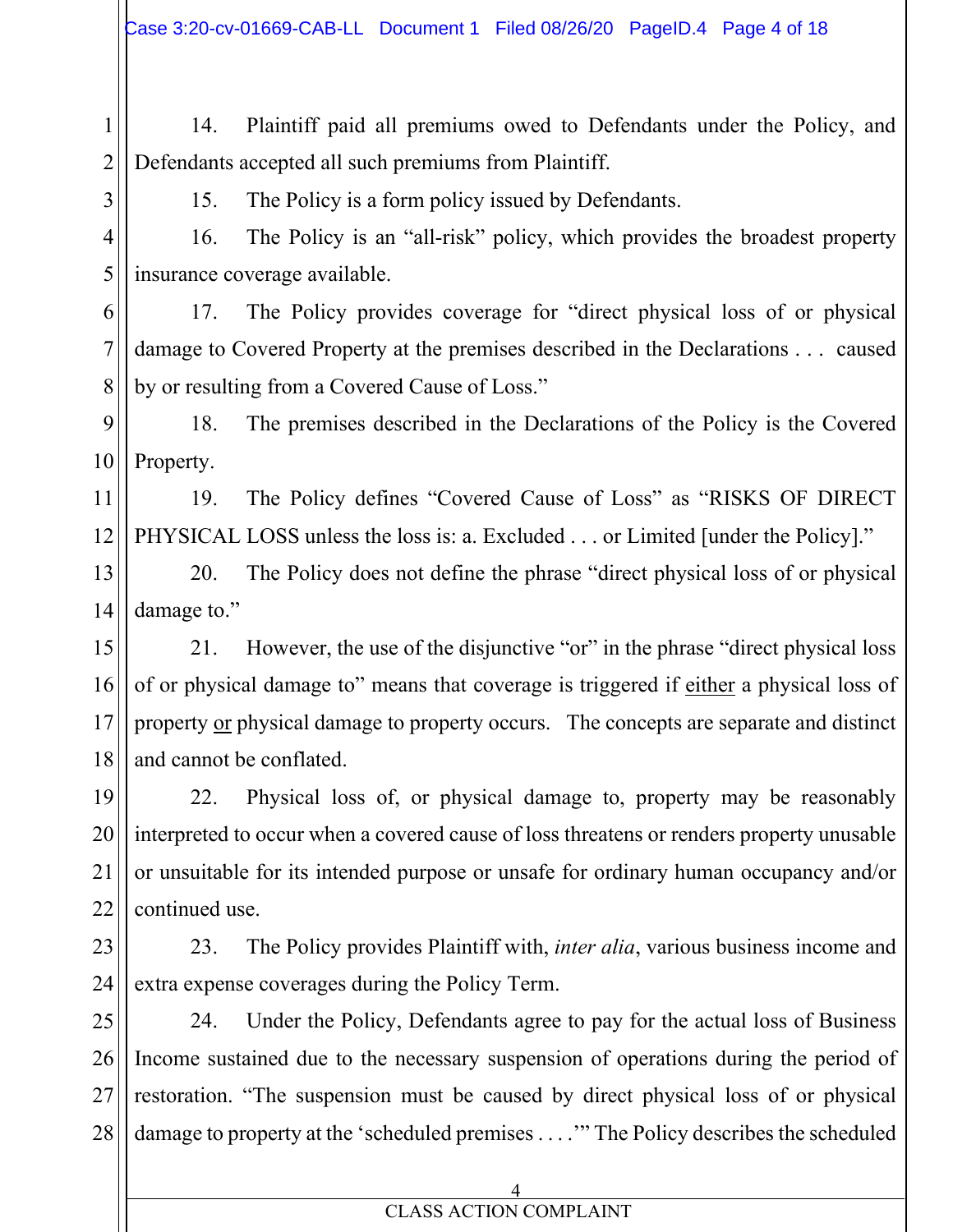14. Plaintiff paid all premiums owed to Defendants under the Policy, and Defendants accepted all such premiums from Plaintiff.

15. The Policy is a form policy issued by Defendants.

16. The Policy is an "all-risk" policy, which provides the broadest property insurance coverage available.

17. The Policy provides coverage for "direct physical loss of or physical damage to Covered Property at the premises described in the Declarations . . . caused by or resulting from a Covered Cause of Loss."

18. The premises described in the Declarations of the Policy is the Covered Property.

19. The Policy defines "Covered Cause of Loss" as "RISKS OF DIRECT PHYSICAL LOSS unless the loss is: a. Excluded . . . or Limited [under the Policy]."

20. The Policy does not define the phrase "direct physical loss of or physical damage to."

21. However, the use of the disjunctive "or" in the phrase "direct physical loss of or physical damage to" means that coverage is triggered if <u>either</u> a physical loss of property <u>or</u> physical damage to property occurs. The concepts are separate and distinct and cannot be conflated.

22. Physical loss of, or physical damage to, property may be reasonably interpreted to occur when a covered cause of loss threatens or renders property unusable or unsuitable for its intended purpose or unsafe for ordinary human occupancy and/or continued use.

23. The Policy provides Plaintiff with, *inter alia*, various business income and extra expense coverages during the Policy Term.

24. Under the Policy, Defendants agree to pay for the actual loss of Business Income sustained due to the necessary suspension of operations during the period of restoration. "The suspension must be caused by direct physical loss of or physical damage to property at the 'scheduled premises . . . .'" The Policy describes the scheduled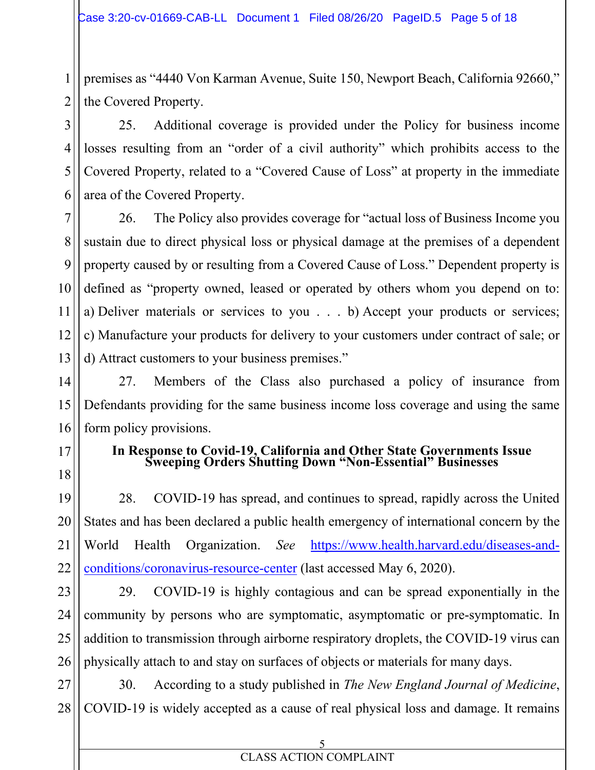premises as "4440 Von Karman Avenue, Suite 150, Newport Beach, California 92660," the Covered Property.

25. Additional coverage is provided under the Policy for business income losses resulting from an "order of a civil authority" which prohibits access to the Covered Property, related to a "Covered Cause of Loss" at property in the immediate area of the Covered Property.

26. The Policy also provides coverage for "actual loss of Business Income you sustain due to direct physical loss or physical damage at the premises of a dependent property caused by or resulting from a Covered Cause of Loss." Dependent property is defined as "property owned, leased or operated by others whom you depend on to: a) Deliver materials or services to you . . . b) Accept your products or services; c) Manufacture your products for delivery to your customers under contract of sale; or d) Attract customers to your business premises."

27. Members of the Class also purchased a policy of insurance from Defendants providing for the same business income loss coverage and using the same form policy provisions.

### In Response to Covid-19, California and Other State Governments Issue Sweeping Orders Shutting Down "Non-Essential" Businesses

28. COVID-19 has spread, and continues to spread, rapidly across the United States and has been declared a public health emergency of international concern by the World Health Organization. *See* https://www.health.harvard.edu/diseases-and-conditions/coronavirus-resource-center (last accessed May 6, 2020).

29. COVID-19 is highly contagious and can be spread exponentially in the community by persons who are symptomatic, asymptomatic or pre-symptomatic. In addition to transmission through airborne respiratory droplets, the COVID-19 virus can physically attach to and stay on surfaces of objects or materials for many days.

30. According to a study published in *The New England Journal of Medicine*, COVID-19 is widely accepted as a cause of real physical loss and damage. It remains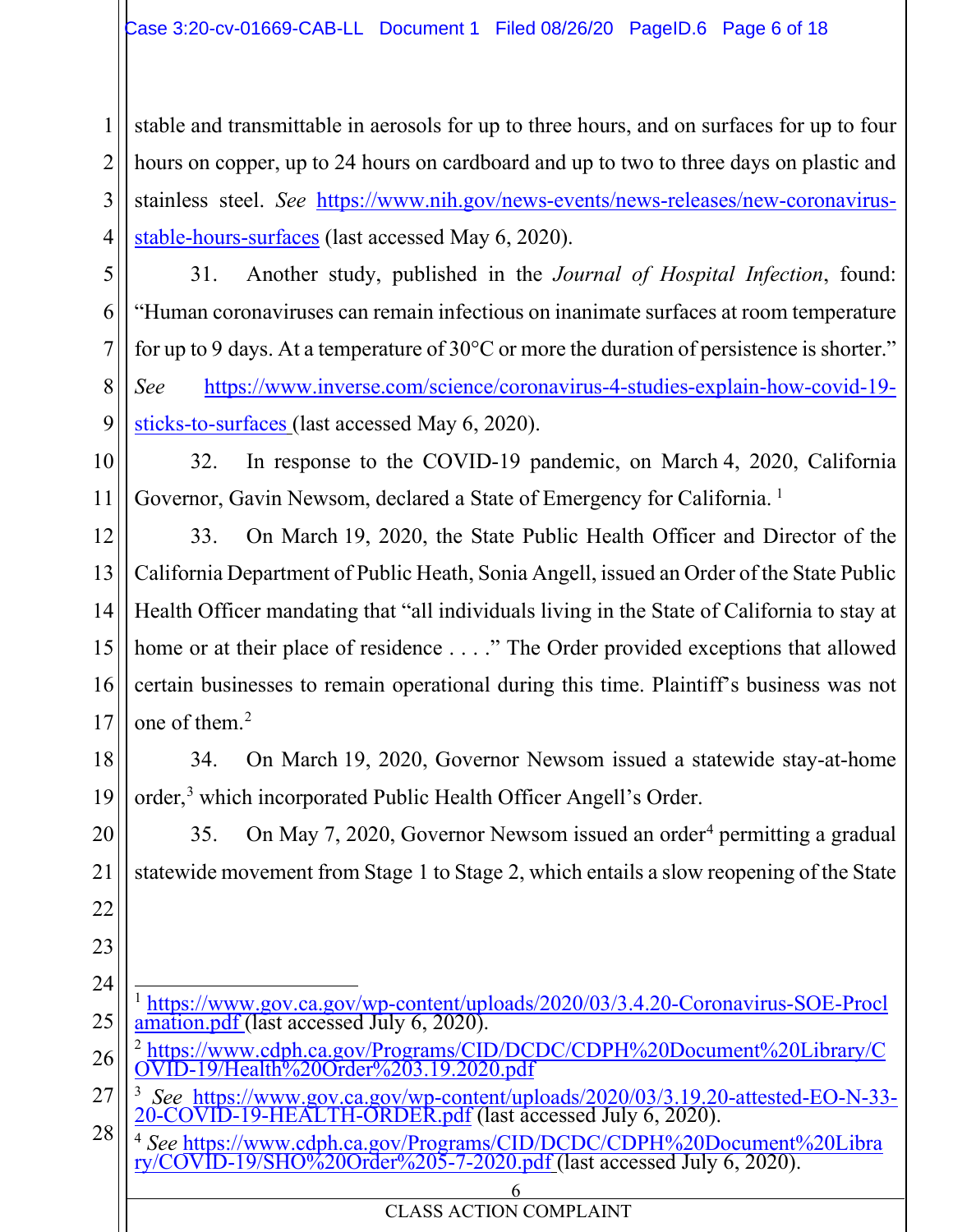stable and transmittable in aerosols for up to three hours, and on surfaces for up to four hours on copper, up to 24 hours on cardboard and up to two to three days on plastic and stainless steel. *See* https://www.nih.gov/news-events/news-releases/new-coronavirus-stable-hours-surfaces (last accessed May 6, 2020).

31. Another study, published in the *Journal of Hospital Infection*, found: "Human coronaviruses can remain infectious on inanimate surfaces at room temperature for up to 9 days. At a temperature of 30°C or more the duration of persistence is shorter." *See* https://www.inverse.com/science/coronavirus-4-studies-explain-how-covid-19-sticks-to-surfaces (last accessed May 6, 2020).

32. In response to the COVID-19 pandemic, on March 4, 2020, California Governor, Gavin Newsom, declared a State of Emergency for California. [1]

33. On March 19, 2020, the State Public Health Officer and Director of the California Department of Public Heath, Sonia Angell, issued an Order of the State Public Health Officer mandating that "all individuals living in the State of California to stay at home or at their place of residence . . . ." The Order provided exceptions that allowed certain businesses to remain operational during this time. Plaintiff's business was not one of them.[2]

34. On March 19, 2020, Governor Newsom issued a statewide stay-at-home order,[3] which incorporated Public Health Officer Angell's Order.

35. On May 7, 2020, Governor Newsom issued an order[4] permitting a gradual statewide movement from Stage 1 to Stage 2, which entails a slow reopening of the State

---

[1] https://www.gov.ca.gov/wp-content/uploads/2020/03/3.4.20-Coronavirus-SOE-Proclamation.pdf (last accessed July 6, 2020).

[2] https://www.cdph.ca.gov/Programs/CID/DCDC/CDPH%20Document%20Library/COVID-19/Health%20Order%203.19.2020.pdf

[3] *See* https://www.gov.ca.gov/wp-content/uploads/2020/03/3.19.20-attested-EO-N-33-20-COVID-19-HEALTH-ORDER.pdf (last accessed July 6, 2020).

[4] *See* https://www.cdph.ca.gov/Programs/CID/DCDC/CDPH%20Document%20Library/COVID-19/SHO%20Order%205-7-2020.pdf (last accessed July 6, 2020).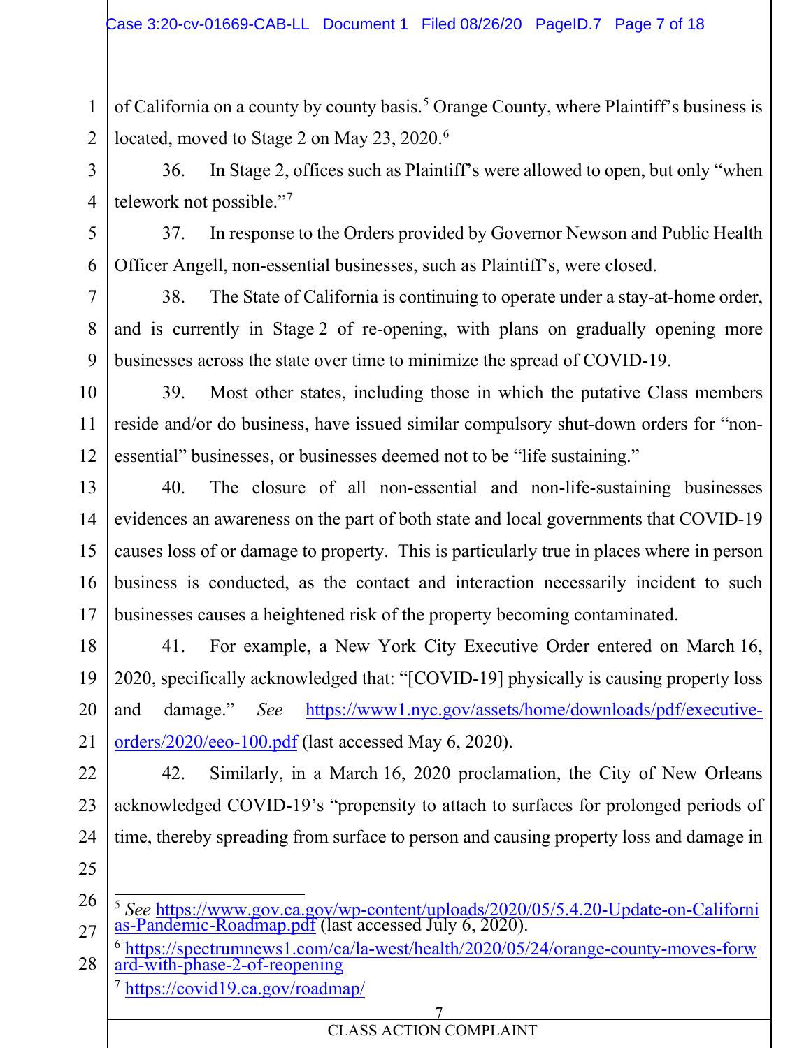of California on a county by county basis.[5] Orange County, where Plaintiff's business is located, moved to Stage 2 on May 23, 2020.[6]

36. In Stage 2, offices such as Plaintiff's were allowed to open, but only "when telework not possible."[7]

37. In response to the Orders provided by Governor Newson and Public Health Officer Angell, non-essential businesses, such as Plaintiff's, were closed.

38. The State of California is continuing to operate under a stay-at-home order, and is currently in Stage 2 of re-opening, with plans on gradually opening more businesses across the state over time to minimize the spread of COVID-19.

39. Most other states, including those in which the putative Class members reside and/or do business, have issued similar compulsory shut-down orders for "non-essential" businesses, or businesses deemed not to be "life sustaining."

40. The closure of all non-essential and non-life-sustaining businesses evidences an awareness on the part of both state and local governments that COVID-19 causes loss of or damage to property. This is particularly true in places where in person business is conducted, as the contact and interaction necessarily incident to such businesses causes a heightened risk of the property becoming contaminated.

41. For example, a New York City Executive Order entered on March 16, 2020, specifically acknowledged that: "[COVID-19] physically is causing property loss and damage." *See* https://www1.nyc.gov/assets/home/downloads/pdf/executive-orders/2020/eeo-100.pdf (last accessed May 6, 2020).

42. Similarly, in a March 16, 2020 proclamation, the City of New Orleans acknowledged COVID-19's "propensity to attach to surfaces for prolonged periods of time, thereby spreading from surface to person and causing property loss and damage in

---

[5] *See* https://www.gov.ca.gov/wp-content/uploads/2020/05/5.4.20-Update-on-Californias-Pandemic-Roadmap.pdf (last accessed July 6, 2020).

[6] https://spectrumnews1.com/ca/la-west/health/2020/05/24/orange-county-moves-forward-with-phase-2-of-reopening

[7] https://covid19.ca.gov/roadmap/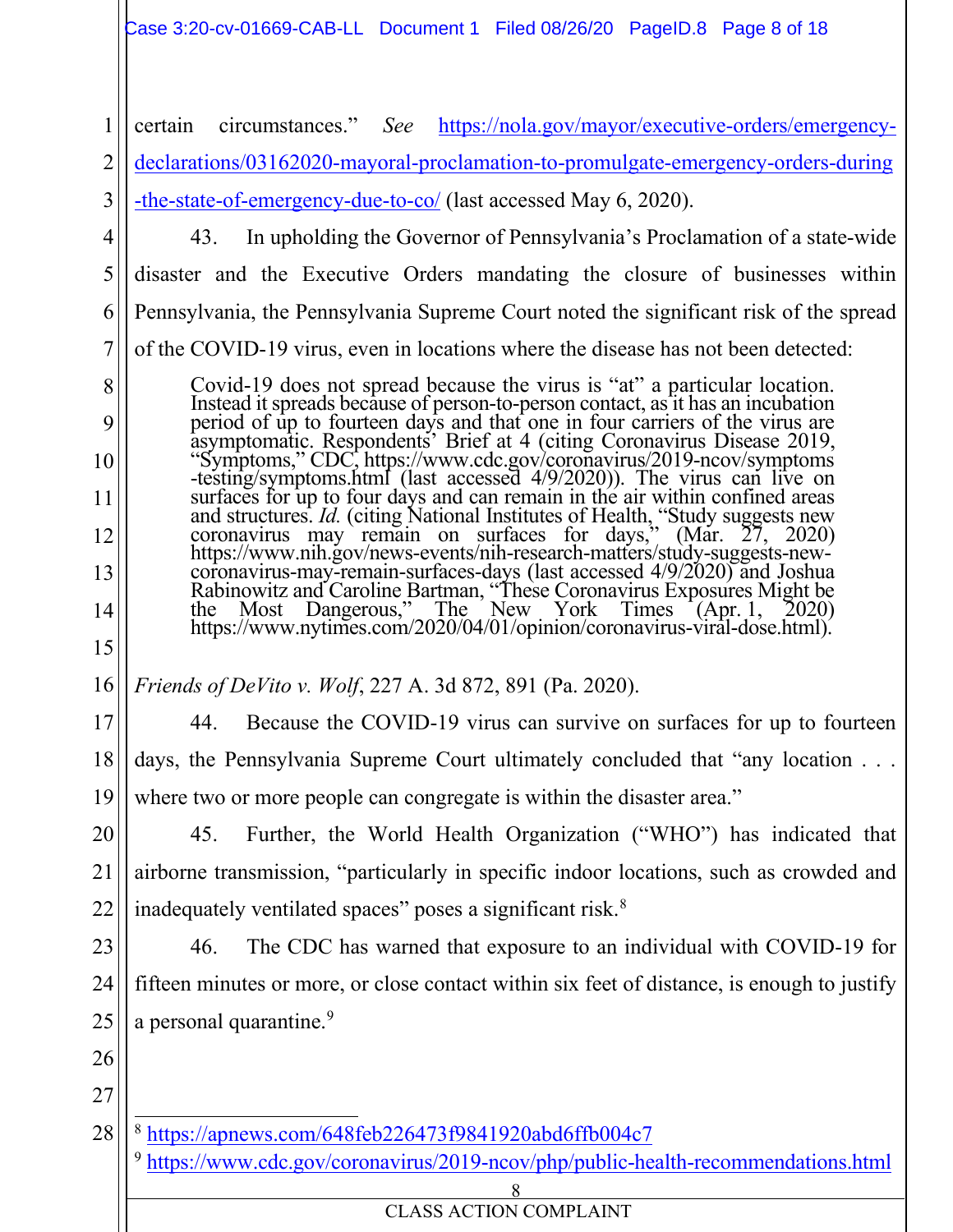certain circumstances." *See* https://nola.gov/mayor/executive-orders/emergency-declarations/03162020-mayoral-proclamation-to-promulgate-emergency-orders-during-the-state-of-emergency-due-to-co/ (last accessed May 6, 2020).

43. In upholding the Governor of Pennsylvania's Proclamation of a state-wide disaster and the Executive Orders mandating the closure of businesses within Pennsylvania, the Pennsylvania Supreme Court noted the significant risk of the spread of the COVID-19 virus, even in locations where the disease has not been detected:

> Covid-19 does not spread because the virus is "at" a particular location. Instead it spreads because of person-to-person contact, as it has an incubation period of up to fourteen days and that one in four carriers of the virus are asymptomatic. Respondents' Brief at 4 (citing Coronavirus Disease 2019, "Symptoms," CDC, https://www.cdc.gov/coronavirus/2019-ncov/symptoms-testing/symptoms.html (last accessed 4/9/2020)). The virus can live on surfaces for up to four days and can remain in the air within confined areas and structures. *Id.* (citing National Institutes of Health, "Study suggests new coronavirus may remain on surfaces for days," (Mar. 27, 2020) https://www.nih.gov/news-events/nih-research-matters/study-suggests-new-coronavirus-may-remain-surfaces-days (last accessed 4/9/2020) and Joshua Rabinowitz and Caroline Bartman, "These Coronavirus Exposures Might be the Most Dangerous," The New York Times (Apr. 1, 2020) https://www.nytimes.com/2020/04/01/opinion/coronavirus-viral-dose.html).

*Friends of DeVito v. Wolf*, 227 A. 3d 872, 891 (Pa. 2020).

44. Because the COVID-19 virus can survive on surfaces for up to fourteen days, the Pennsylvania Supreme Court ultimately concluded that "any location . . . where two or more people can congregate is within the disaster area."

45. Further, the World Health Organization ("WHO") has indicated that airborne transmission, "particularly in specific indoor locations, such as crowded and inadequately ventilated spaces" poses a significant risk.[8]

46. The CDC has warned that exposure to an individual with COVID-19 for fifteen minutes or more, or close contact within six feet of distance, is enough to justify a personal quarantine.[9]

---

[8] https://apnews.com/648feb226473f9841920abd6ffb004c7

[9] https://www.cdc.gov/coronavirus/2019-ncov/php/public-health-recommendations.html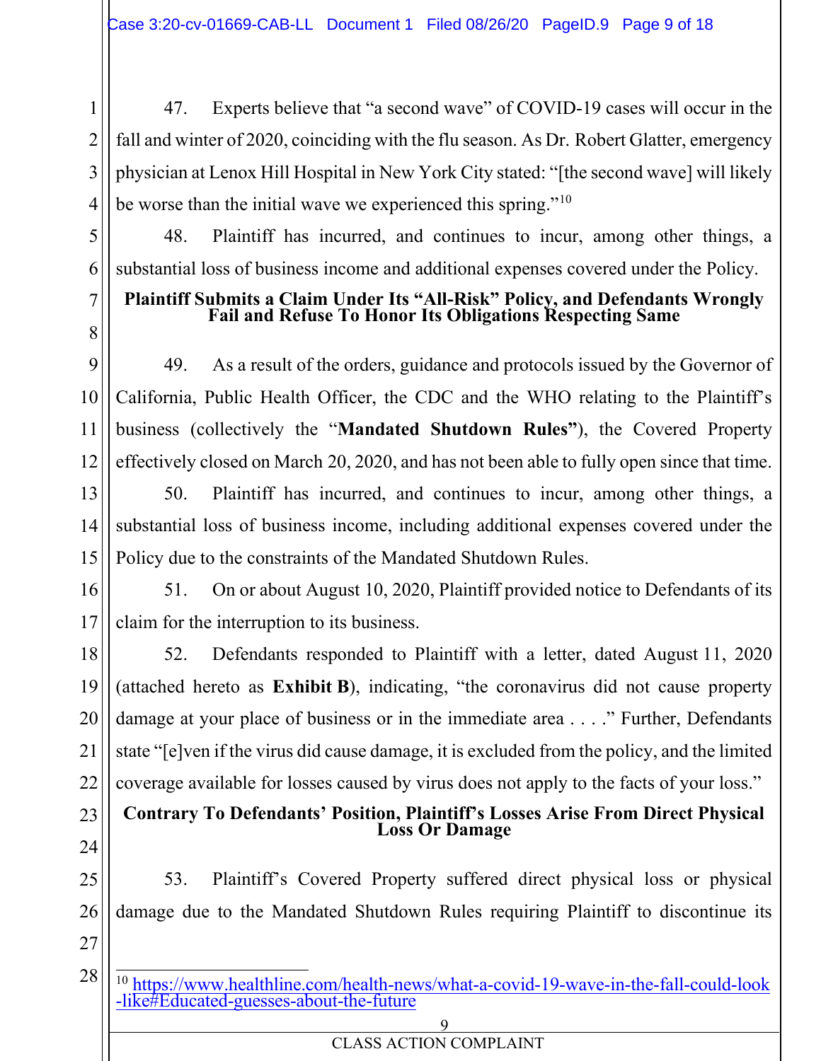47. Experts believe that "a second wave" of COVID-19 cases will occur in the fall and winter of 2020, coinciding with the flu season. As Dr. Robert Glatter, emergency physician at Lenox Hill Hospital in New York City stated: "[the second wave] will likely be worse than the initial wave we experienced this spring."[10]

48. Plaintiff has incurred, and continues to incur, among other things, a substantial loss of business income and additional expenses covered under the Policy.

**Plaintiff Submits a Claim Under Its "All-Risk" Policy, and Defendants Wrongly Fail and Refuse To Honor Its Obligations Respecting Same**

49. As a result of the orders, guidance and protocols issued by the Governor of California, Public Health Officer, the CDC and the WHO relating to the Plaintiff's business (collectively the "**Mandated Shutdown Rules"**), the Covered Property effectively closed on March 20, 2020, and has not been able to fully open since that time.

50. Plaintiff has incurred, and continues to incur, among other things, a substantial loss of business income, including additional expenses covered under the Policy due to the constraints of the Mandated Shutdown Rules.

51. On or about August 10, 2020, Plaintiff provided notice to Defendants of its claim for the interruption to its business.

52. Defendants responded to Plaintiff with a letter, dated August 11, 2020 (attached hereto as **Exhibit B**), indicating, "the coronavirus did not cause property damage at your place of business or in the immediate area . . . ." Further, Defendants state "[e]ven if the virus did cause damage, it is excluded from the policy, and the limited coverage available for losses caused by virus does not apply to the facts of your loss."

**Contrary To Defendants' Position, Plaintiff's Losses Arise From Direct Physical Loss Or Damage**

53. Plaintiff's Covered Property suffered direct physical loss or physical damage due to the Mandated Shutdown Rules requiring Plaintiff to discontinue its

---

[10] https://www.healthline.com/health-news/what-a-covid-19-wave-in-the-fall-could-look-like#Educated-guesses-about-the-future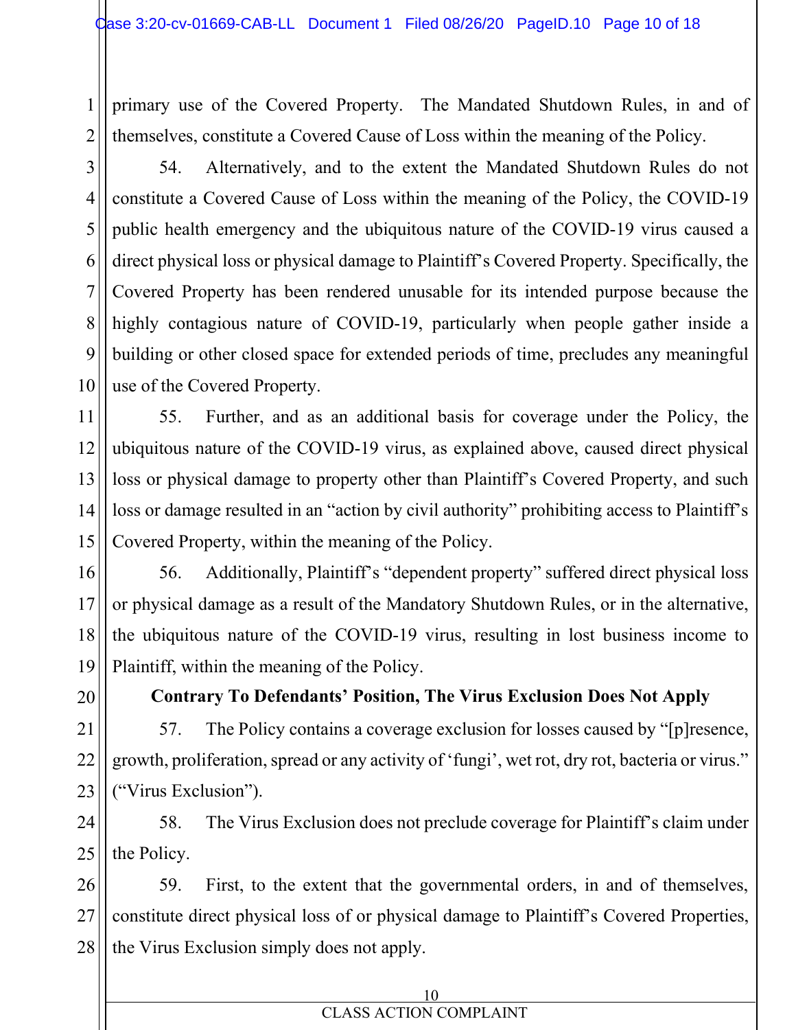primary use of the Covered Property. The Mandated Shutdown Rules, in and of themselves, constitute a Covered Cause of Loss within the meaning of the Policy.

54. Alternatively, and to the extent the Mandated Shutdown Rules do not constitute a Covered Cause of Loss within the meaning of the Policy, the COVID-19 public health emergency and the ubiquitous nature of the COVID-19 virus caused a direct physical loss or physical damage to Plaintiff's Covered Property. Specifically, the Covered Property has been rendered unusable for its intended purpose because the highly contagious nature of COVID-19, particularly when people gather inside a building or other closed space for extended periods of time, precludes any meaningful use of the Covered Property.

55. Further, and as an additional basis for coverage under the Policy, the ubiquitous nature of the COVID-19 virus, as explained above, caused direct physical loss or physical damage to property other than Plaintiff's Covered Property, and such loss or damage resulted in an "action by civil authority" prohibiting access to Plaintiff's Covered Property, within the meaning of the Policy.

56. Additionally, Plaintiff's "dependent property" suffered direct physical loss or physical damage as a result of the Mandatory Shutdown Rules, or in the alternative, the ubiquitous nature of the COVID-19 virus, resulting in lost business income to Plaintiff, within the meaning of the Policy.

**Contrary To Defendants' Position, The Virus Exclusion Does Not Apply**

57. The Policy contains a coverage exclusion for losses caused by "[p]resence, growth, proliferation, spread or any activity of 'fungi', wet rot, dry rot, bacteria or virus." ("Virus Exclusion").

58. The Virus Exclusion does not preclude coverage for Plaintiff's claim under the Policy.

59. First, to the extent that the governmental orders, in and of themselves, constitute direct physical loss of or physical damage to Plaintiff's Covered Properties, the Virus Exclusion simply does not apply.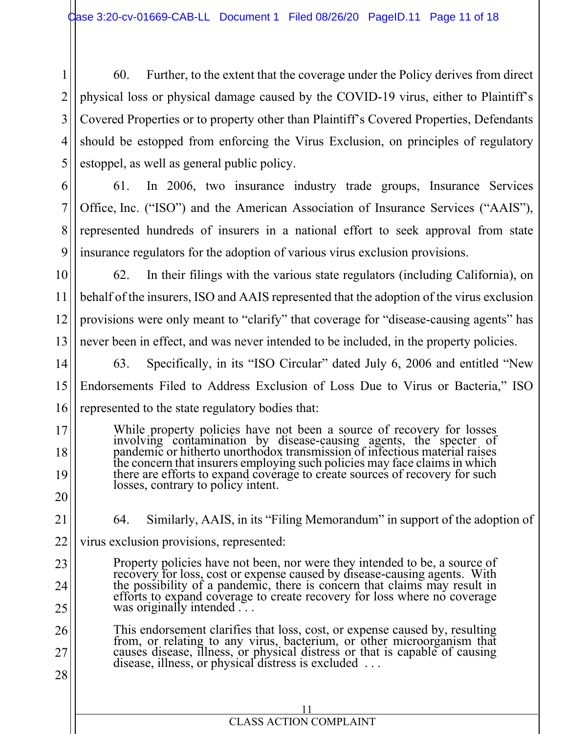60. Further, to the extent that the coverage under the Policy derives from direct physical loss or physical damage caused by the COVID-19 virus, either to Plaintiff's Covered Properties or to property other than Plaintiff's Covered Properties, Defendants should be estopped from enforcing the Virus Exclusion, on principles of regulatory estoppel, as well as general public policy.

61. In 2006, two insurance industry trade groups, Insurance Services Office, Inc. ("ISO") and the American Association of Insurance Services ("AAIS"), represented hundreds of insurers in a national effort to seek approval from state insurance regulators for the adoption of various virus exclusion provisions.

62. In their filings with the various state regulators (including California), on behalf of the insurers, ISO and AAIS represented that the adoption of the virus exclusion provisions were only meant to "clarify" that coverage for "disease-causing agents" has never been in effect, and was never intended to be included, in the property policies.

63. Specifically, in its "ISO Circular" dated July 6, 2006 and entitled "New Endorsements Filed to Address Exclusion of Loss Due to Virus or Bacteria," ISO represented to the state regulatory bodies that:

> While property policies have not been a source of recovery for losses involving contamination by disease-causing agents, the specter of pandemic or hitherto unorthodox transmission of infectious material raises the concern that insurers employing such policies may face claims in which there are efforts to expand coverage to create sources of recovery for such losses, contrary to policy intent.

64. Similarly, AAIS, in its "Filing Memorandum" in support of the adoption of virus exclusion provisions, represented:

> Property policies have not been, nor were they intended to be, a source of recovery for loss, cost or expense caused by disease-causing agents. With the possibility of a pandemic, there is concern that claims may result in efforts to expand coverage to create recovery for loss where no coverage was originally intended . . .
>
> This endorsement clarifies that loss, cost, or expense caused by, resulting from, or relating to any virus, bacterium, or other microorganism that causes disease, illness, or physical distress or that is capable of causing disease, illness, or physical distress is excluded . . .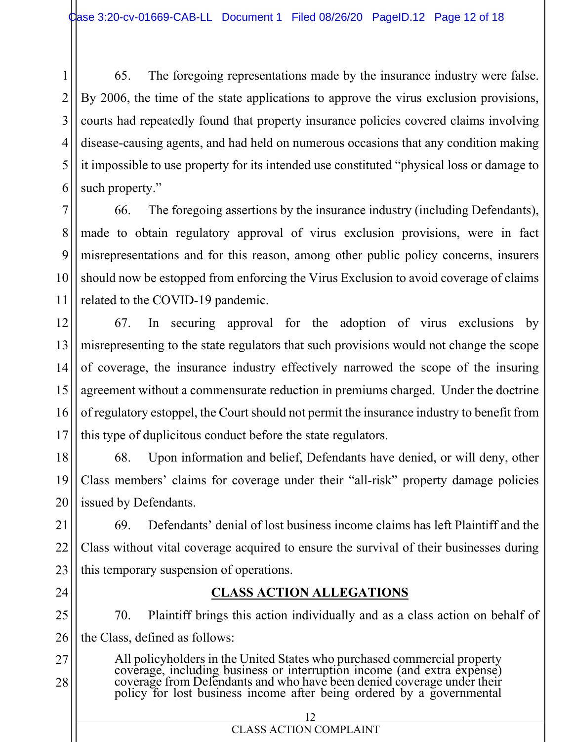65. The foregoing representations made by the insurance industry were false. By 2006, the time of the state applications to approve the virus exclusion provisions, courts had repeatedly found that property insurance policies covered claims involving disease-causing agents, and had held on numerous occasions that any condition making it impossible to use property for its intended use constituted "physical loss or damage to such property."

66. The foregoing assertions by the insurance industry (including Defendants), made to obtain regulatory approval of virus exclusion provisions, were in fact misrepresentations and for this reason, among other public policy concerns, insurers should now be estopped from enforcing the Virus Exclusion to avoid coverage of claims related to the COVID-19 pandemic.

67. In securing approval for the adoption of virus exclusions by misrepresenting to the state regulators that such provisions would not change the scope of coverage, the insurance industry effectively narrowed the scope of the insuring agreement without a commensurate reduction in premiums charged. Under the doctrine of regulatory estoppel, the Court should not permit the insurance industry to benefit from this type of duplicitous conduct before the state regulators.

68. Upon information and belief, Defendants have denied, or will deny, other Class members' claims for coverage under their "all-risk" property damage policies issued by Defendants.

69. Defendants' denial of lost business income claims has left Plaintiff and the Class without vital coverage acquired to ensure the survival of their businesses during this temporary suspension of operations.

## CLASS ACTION ALLEGATIONS

70. Plaintiff brings this action individually and as a class action on behalf of the Class, defined as follows:

> All policyholders in the United States who purchased commercial property coverage, including business or interruption income (and extra expense) coverage from Defendants and who have been denied coverage under their policy for lost business income after being ordered by a governmental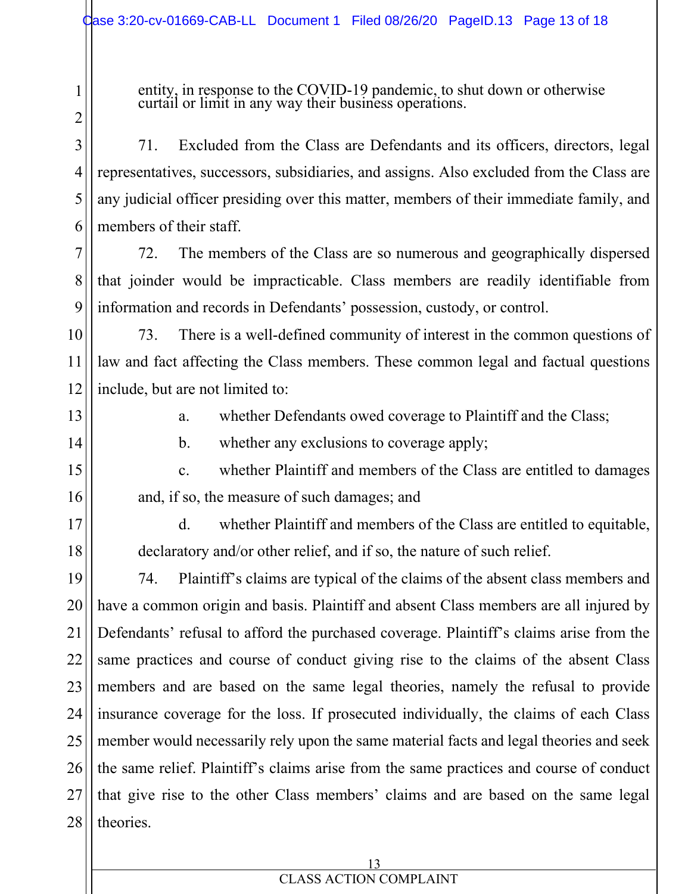entity, in response to the COVID-19 pandemic, to shut down or otherwise curtail or limit in any way their business operations.

71. Excluded from the Class are Defendants and its officers, directors, legal representatives, successors, subsidiaries, and assigns. Also excluded from the Class are any judicial officer presiding over this matter, members of their immediate family, and members of their staff.

72. The members of the Class are so numerous and geographically dispersed that joinder would be impracticable. Class members are readily identifiable from information and records in Defendants' possession, custody, or control.

73. There is a well-defined community of interest in the common questions of law and fact affecting the Class members. These common legal and factual questions include, but are not limited to:

a. whether Defendants owed coverage to Plaintiff and the Class;

b. whether any exclusions to coverage apply;

c. whether Plaintiff and members of the Class are entitled to damages and, if so, the measure of such damages; and

d. whether Plaintiff and members of the Class are entitled to equitable, declaratory and/or other relief, and if so, the nature of such relief.

74. Plaintiff's claims are typical of the claims of the absent class members and have a common origin and basis. Plaintiff and absent Class members are all injured by Defendants' refusal to afford the purchased coverage. Plaintiff's claims arise from the same practices and course of conduct giving rise to the claims of the absent Class members and are based on the same legal theories, namely the refusal to provide insurance coverage for the loss. If prosecuted individually, the claims of each Class member would necessarily rely upon the same material facts and legal theories and seek the same relief. Plaintiff's claims arise from the same practices and course of conduct that give rise to the other Class members' claims and are based on the same legal theories.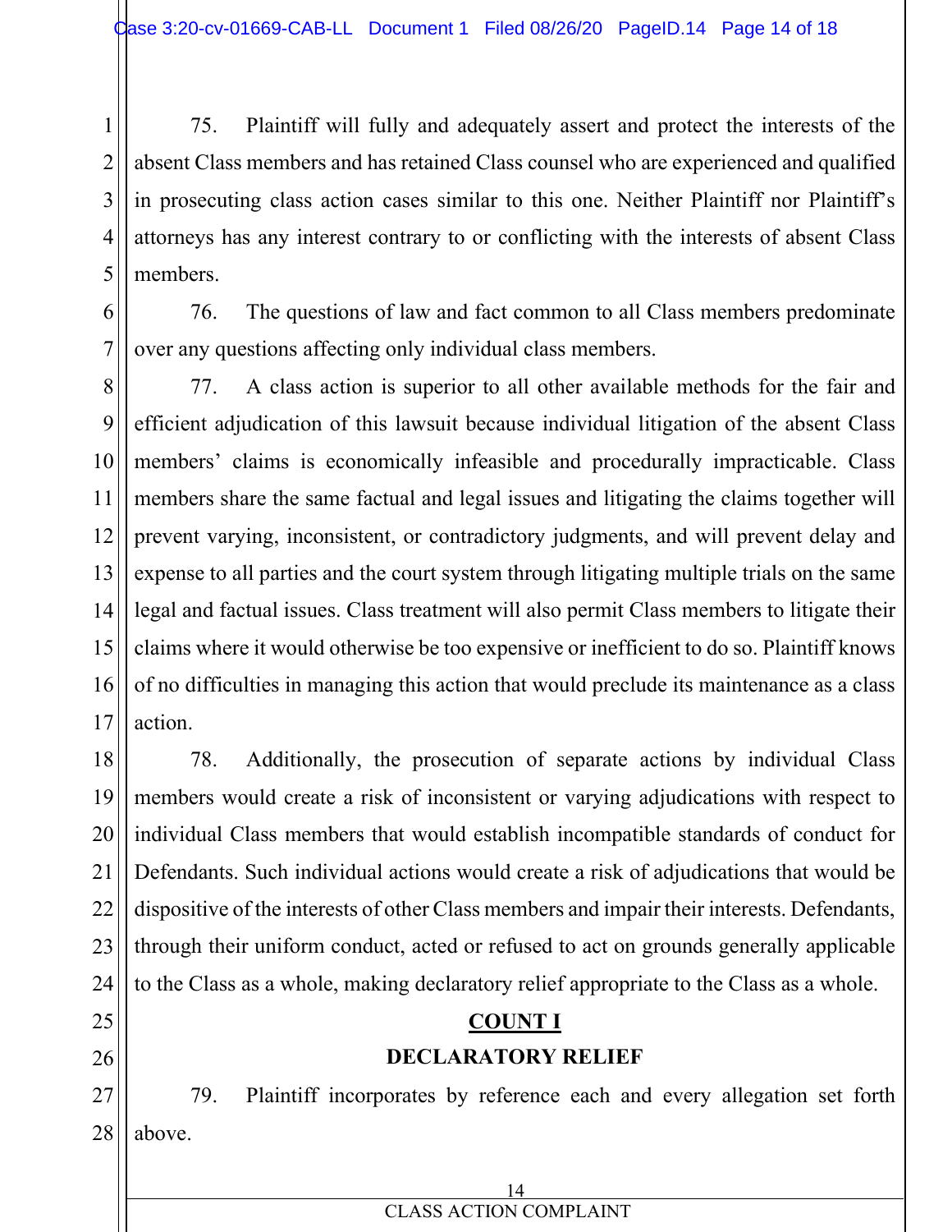75. Plaintiff will fully and adequately assert and protect the interests of the absent Class members and has retained Class counsel who are experienced and qualified in prosecuting class action cases similar to this one. Neither Plaintiff nor Plaintiff's attorneys has any interest contrary to or conflicting with the interests of absent Class members.

76. The questions of law and fact common to all Class members predominate over any questions affecting only individual class members.

77. A class action is superior to all other available methods for the fair and efficient adjudication of this lawsuit because individual litigation of the absent Class members' claims is economically infeasible and procedurally impracticable. Class members share the same factual and legal issues and litigating the claims together will prevent varying, inconsistent, or contradictory judgments, and will prevent delay and expense to all parties and the court system through litigating multiple trials on the same legal and factual issues. Class treatment will also permit Class members to litigate their claims where it would otherwise be too expensive or inefficient to do so. Plaintiff knows of no difficulties in managing this action that would preclude its maintenance as a class action.

78. Additionally, the prosecution of separate actions by individual Class members would create a risk of inconsistent or varying adjudications with respect to individual Class members that would establish incompatible standards of conduct for Defendants. Such individual actions would create a risk of adjudications that would be dispositive of the interests of other Class members and impair their interests. Defendants, through their uniform conduct, acted or refused to act on grounds generally applicable to the Class as a whole, making declaratory relief appropriate to the Class as a whole.

## COUNT I

## DECLARATORY RELIEF

79. Plaintiff incorporates by reference each and every allegation set forth above.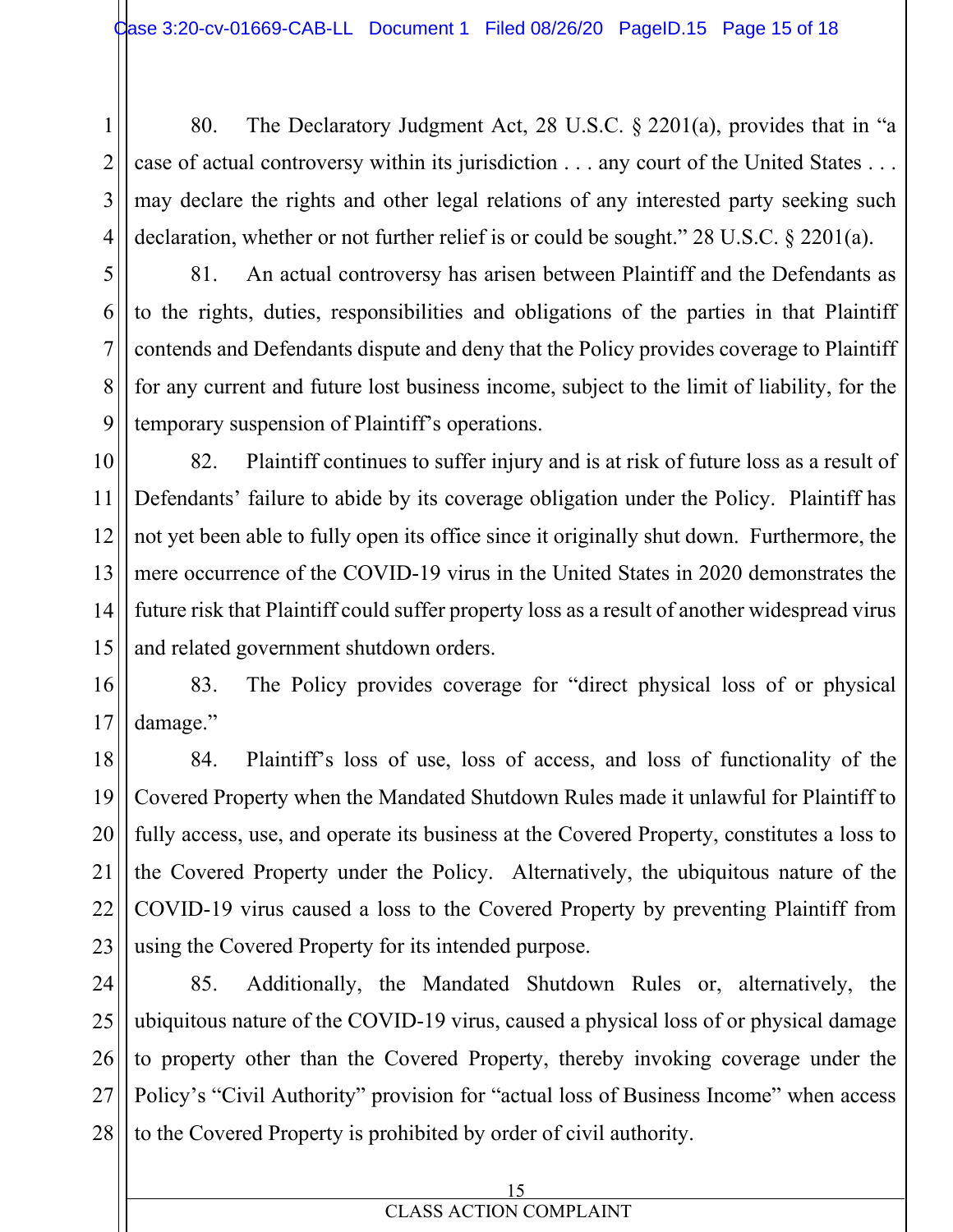80. The Declaratory Judgment Act, 28 U.S.C. § 2201(a), provides that in "a case of actual controversy within its jurisdiction . . . any court of the United States . . . may declare the rights and other legal relations of any interested party seeking such declaration, whether or not further relief is or could be sought." 28 U.S.C. § 2201(a).

81. An actual controversy has arisen between Plaintiff and the Defendants as to the rights, duties, responsibilities and obligations of the parties in that Plaintiff contends and Defendants dispute and deny that the Policy provides coverage to Plaintiff for any current and future lost business income, subject to the limit of liability, for the temporary suspension of Plaintiff's operations.

82. Plaintiff continues to suffer injury and is at risk of future loss as a result of Defendants' failure to abide by its coverage obligation under the Policy. Plaintiff has not yet been able to fully open its office since it originally shut down. Furthermore, the mere occurrence of the COVID-19 virus in the United States in 2020 demonstrates the future risk that Plaintiff could suffer property loss as a result of another widespread virus and related government shutdown orders.

83. The Policy provides coverage for "direct physical loss of or physical damage."

84. Plaintiff's loss of use, loss of access, and loss of functionality of the Covered Property when the Mandated Shutdown Rules made it unlawful for Plaintiff to fully access, use, and operate its business at the Covered Property, constitutes a loss to the Covered Property under the Policy. Alternatively, the ubiquitous nature of the COVID-19 virus caused a loss to the Covered Property by preventing Plaintiff from using the Covered Property for its intended purpose.

85. Additionally, the Mandated Shutdown Rules or, alternatively, the ubiquitous nature of the COVID-19 virus, caused a physical loss of or physical damage to property other than the Covered Property, thereby invoking coverage under the Policy's "Civil Authority" provision for "actual loss of Business Income" when access to the Covered Property is prohibited by order of civil authority.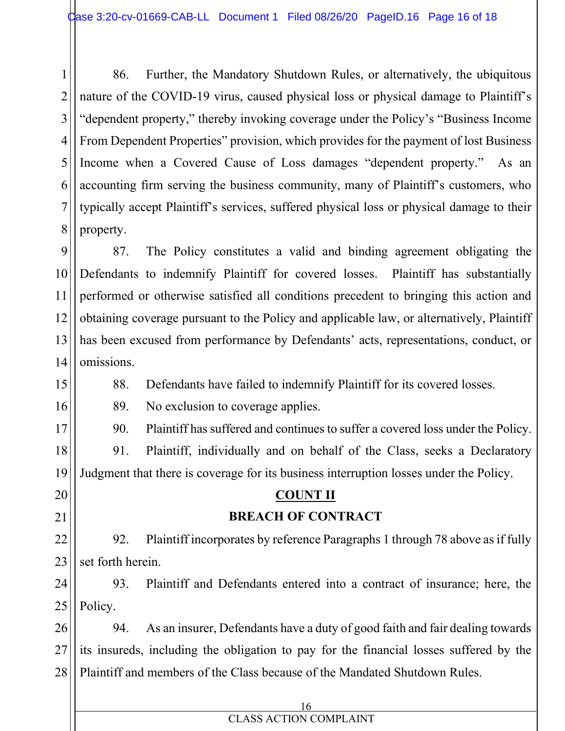86. Further, the Mandatory Shutdown Rules, or alternatively, the ubiquitous nature of the COVID-19 virus, caused physical loss or physical damage to Plaintiff's "dependent property," thereby invoking coverage under the Policy's "Business Income From Dependent Properties" provision, which provides for the payment of lost Business Income when a Covered Cause of Loss damages "dependent property." As an accounting firm serving the business community, many of Plaintiff's customers, who typically accept Plaintiff's services, suffered physical loss or physical damage to their property.

87. The Policy constitutes a valid and binding agreement obligating the Defendants to indemnify Plaintiff for covered losses. Plaintiff has substantially performed or otherwise satisfied all conditions precedent to bringing this action and obtaining coverage pursuant to the Policy and applicable law, or alternatively, Plaintiff has been excused from performance by Defendants' acts, representations, conduct, or omissions.

88. Defendants have failed to indemnify Plaintiff for its covered losses.

89. No exclusion to coverage applies.

90. Plaintiff has suffered and continues to suffer a covered loss under the Policy.

91. Plaintiff, individually and on behalf of the Class, seeks a Declaratory Judgment that there is coverage for its business interruption losses under the Policy.

## COUNT II

## BREACH OF CONTRACT

92. Plaintiff incorporates by reference Paragraphs 1 through 78 above as if fully set forth herein.

93. Plaintiff and Defendants entered into a contract of insurance; here, the Policy.

94. As an insurer, Defendants have a duty of good faith and fair dealing towards its insureds, including the obligation to pay for the financial losses suffered by the Plaintiff and members of the Class because of the Mandated Shutdown Rules.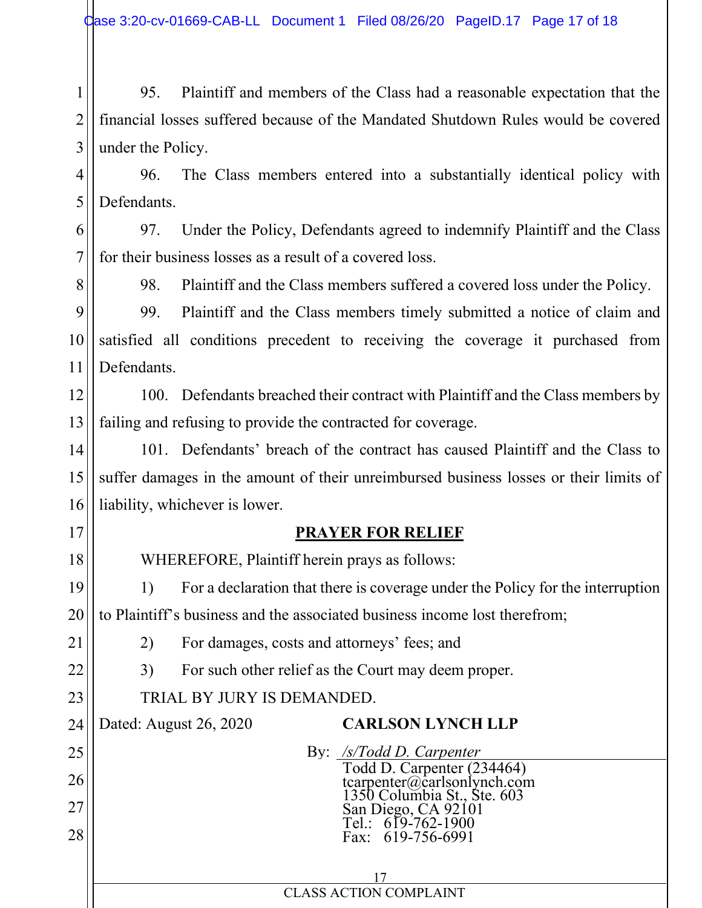95. Plaintiff and members of the Class had a reasonable expectation that the financial losses suffered because of the Mandated Shutdown Rules would be covered under the Policy.

96. The Class members entered into a substantially identical policy with Defendants.

97. Under the Policy, Defendants agreed to indemnify Plaintiff and the Class for their business losses as a result of a covered loss.

98. Plaintiff and the Class members suffered a covered loss under the Policy.

99. Plaintiff and the Class members timely submitted a notice of claim and satisfied all conditions precedent to receiving the coverage it purchased from Defendants.

100. Defendants breached their contract with Plaintiff and the Class members by failing and refusing to provide the contracted for coverage.

101. Defendants' breach of the contract has caused Plaintiff and the Class to suffer damages in the amount of their unreimbursed business losses or their limits of liability, whichever is lower.

## PRAYER FOR RELIEF

WHEREFORE, Plaintiff herein prays as follows:

1) For a declaration that there is coverage under the Policy for the interruption to Plaintiff's business and the associated business income lost therefrom;

2) For damages, costs and attorneys' fees; and

3) For such other relief as the Court may deem proper.

TRIAL BY JURY IS DEMANDED.

Dated: August 26, 2020

**CARLSON LYNCH LLP**

By: */s/Todd D. Carpenter*
Todd D. Carpenter (234464)
tcarpenter@carlsonlynch.com
1350 Columbia St., Ste. 603
San Diego, CA 92101
Tel.: 619-762-1900
Fax: 619-756-6991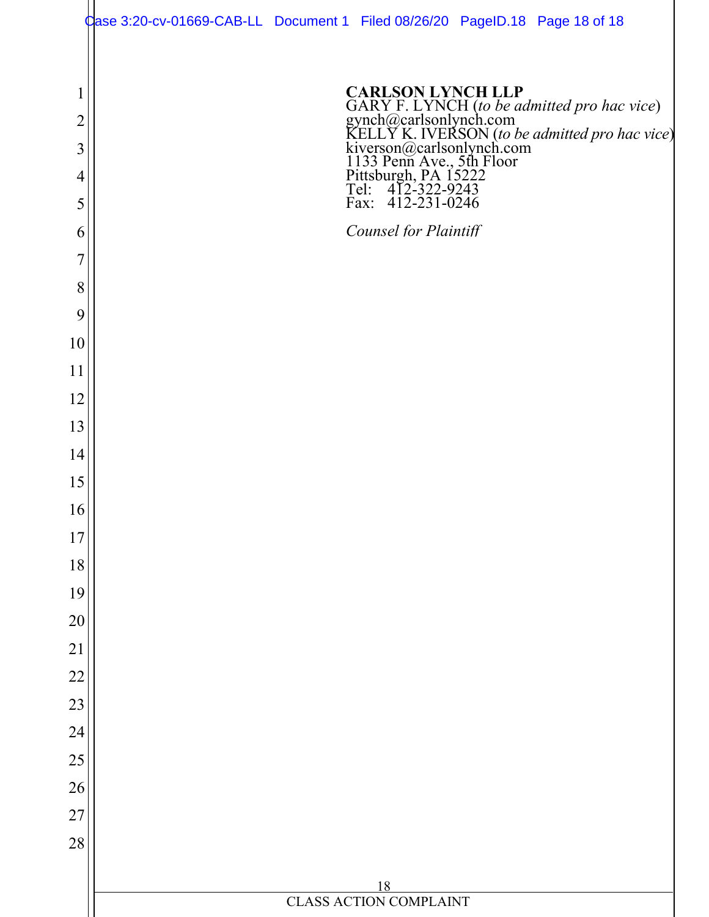**CARLSON LYNCH LLP**
GARY F. LYNCH (*to be admitted pro hac vice*)
gynch@carlsonlynch.com
KELLY K. IVERSON (*to be admitted pro hac vice*)
kiverson@carlsonlynch.com
1133 Penn Ave., 5th Floor
Pittsburgh, PA 15222
Tel: 412-322-9243
Fax: 412-231-0246

*Counsel for Plaintiff*